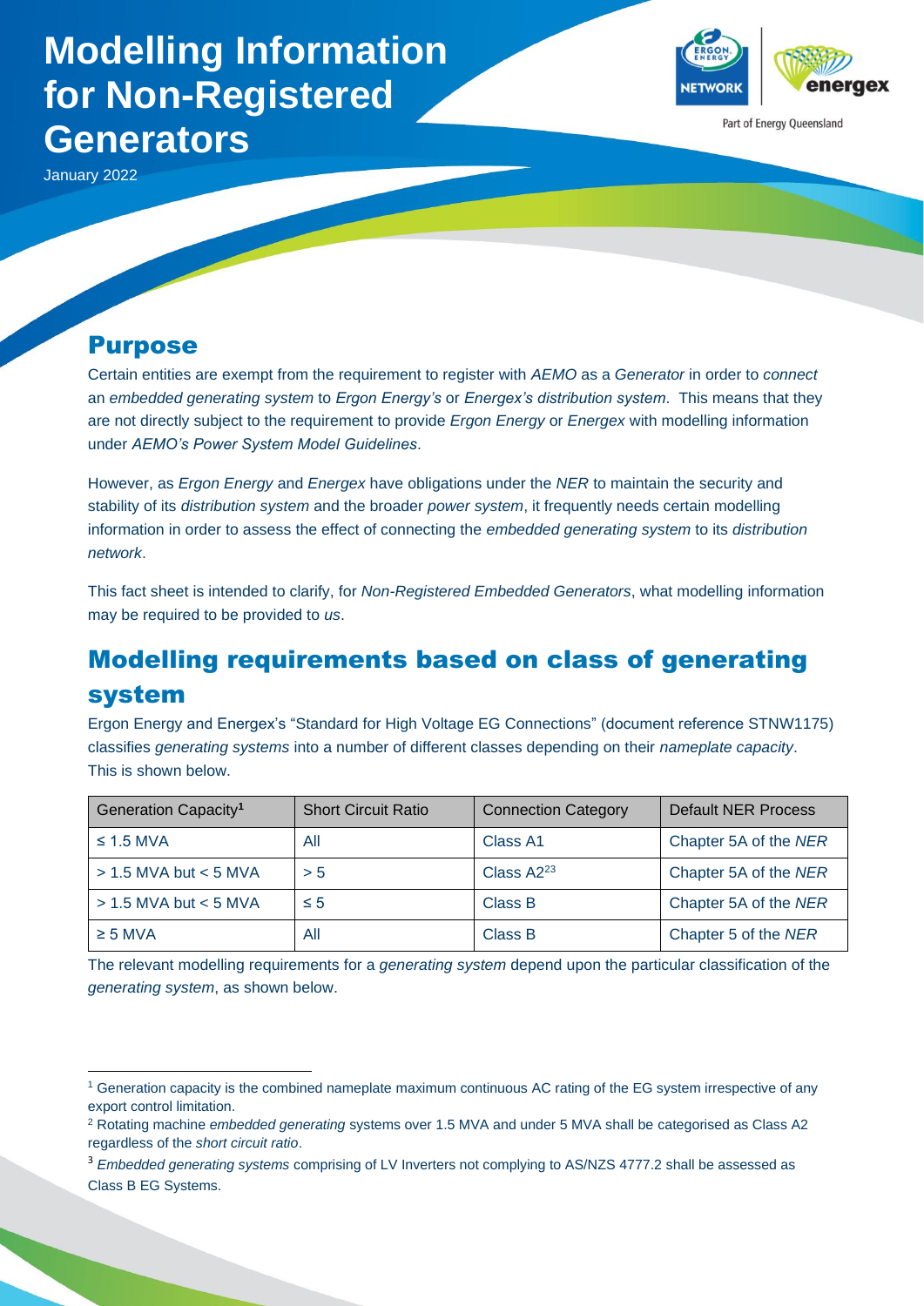# Modelling Information for Non-Registered Generators

January 2022

## Purpose

Certain entities are exempt from the requirement to register with *AEMO* as a *Generator* in order to *connect* an *embedded generating system* to *Ergon Energy's* or *Energex's distribution system*. This means that they are not directly subject to the requirement to provide *Ergon Energy* or *Energex* with modelling information under *AEMO's Power System Model Guidelines*.

However, as *Ergon Energy* and *Energex* have obligations under the *NER* to maintain the security and stability of its *distribution system* and the broader *power system*, it frequently needs certain modelling information in order to assess the effect of connecting the *embedded generating system* to its *distribution network*.

This fact sheet is intended to clarify, for *Non-Registered Embedded Generators*, what modelling information may be required to be provided to *us*.

## Modelling requirements based on class of generating system

Ergon Energy and Energex's "Standard for High Voltage EG Connections" (document reference STNW1175) classifies *generating systems* into a number of different classes depending on their *nameplate capacity*. This is shown below.

| Generation Capacity[1] | Short Circuit Ratio | Connection Category | Default NER Process |
|---|---|---|---|
| ≤ 1.5 MVA | All | Class A1 | Chapter 5A of the *NER* |
| > 1.5 MVA but < 5 MVA | > 5 | Class A2[2][3] | Chapter 5A of the *NER* |
| > 1.5 MVA but < 5 MVA | ≤ 5 | Class B | Chapter 5A of the *NER* |
| ≥ 5 MVA | All | Class B | Chapter 5 of the *NER* |

The relevant modelling requirements for a *generating system* depend upon the particular classification of the *generating system*, as shown below.

---

[1] Generation capacity is the combined nameplate maximum continuous AC rating of the EG system irrespective of any export control limitation.

[2] Rotating machine *embedded generating* systems over 1.5 MVA and under 5 MVA shall be categorised as Class A2 regardless of the *short circuit ratio*.

[3] *Embedded generating systems* comprising of LV Inverters not complying to AS/NZS 4777.2 shall be assessed as Class B EG Systems.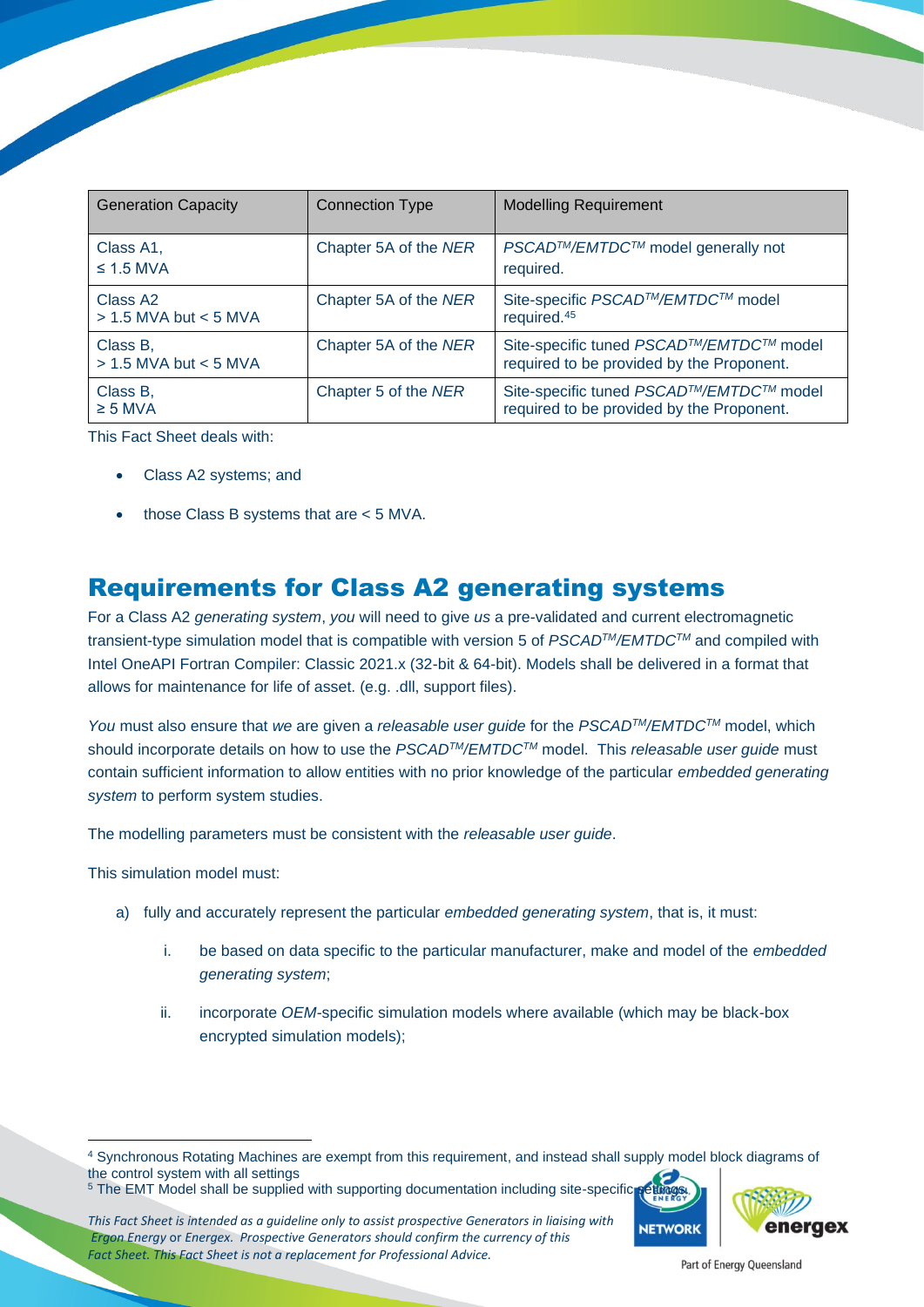| Generation Capacity | Connection Type | Modelling Requirement |
|---|---|---|
| Class A1, ≤ 1.5 MVA | Chapter 5A of the *NER* | *PSCAD™/EMTDC™* model generally not required. |
| Class A2 > 1.5 MVA but < 5 MVA | Chapter 5A of the *NER* | Site-specific *PSCAD™/EMTDC™* model required.[4][5] |
| Class B, > 1.5 MVA but < 5 MVA | Chapter 5A of the *NER* | Site-specific tuned *PSCAD™/EMTDC™* model required to be provided by the Proponent. |
| Class B, ≥ 5 MVA | Chapter 5 of the *NER* | Site-specific tuned *PSCAD™/EMTDC™* model required to be provided by the Proponent. |

This Fact Sheet deals with:

- Class A2 systems; and
- those Class B systems that are < 5 MVA.

## Requirements for Class A2 generating systems

For a Class A2 *generating system*, *you* will need to give *us* a pre-validated and current electromagnetic transient-type simulation model that is compatible with version 5 of *PSCAD™/EMTDC™* and compiled with Intel OneAPI Fortran Compiler: Classic 2021.x (32-bit & 64-bit). Models shall be delivered in a format that allows for maintenance for life of asset. (e.g. .dll, support files).

*You* must also ensure that *we* are given a *releasable user guide* for the *PSCAD™/EMTDC™* model, which should incorporate details on how to use the *PSCAD™/EMTDC™* model. This *releasable user guide* must contain sufficient information to allow entities with no prior knowledge of the particular *embedded generating system* to perform system studies.

The modelling parameters must be consistent with the *releasable user guide*.

This simulation model must:

a) fully and accurately represent the particular *embedded generating system*, that is, it must:

   i. be based on data specific to the particular manufacturer, make and model of the *embedded generating system*;

   ii. incorporate *OEM*-specific simulation models where available (which may be black-box encrypted simulation models);

---

[4] Synchronous Rotating Machines are exempt from this requirement, and instead shall supply model block diagrams of the control system with all settings

[5] The EMT Model shall be supplied with supporting documentation including site-specific settings.

*This Fact Sheet is intended as a guideline only to assist prospective Generators in liaising with Ergon Energy or Energex. Prospective Generators should confirm the currency of this Fact Sheet. This Fact Sheet is not a replacement for Professional Advice.*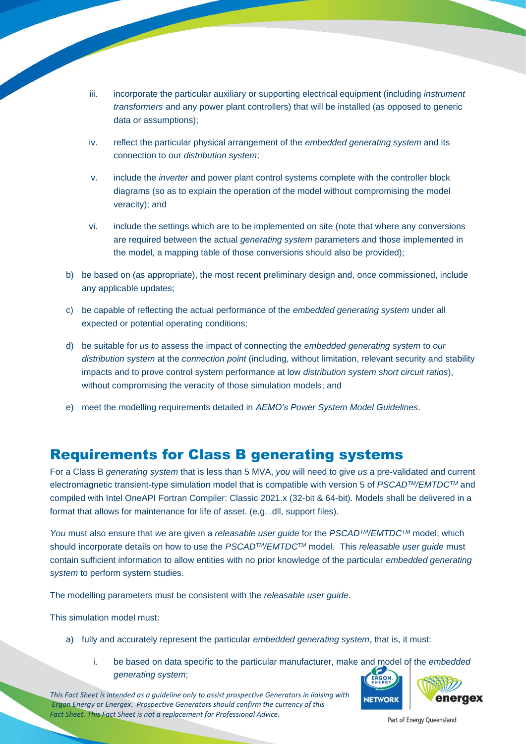iii. incorporate the particular auxiliary or supporting electrical equipment (including *instrument transformers* and any power plant controllers) that will be installed (as opposed to generic data or assumptions);

iv. reflect the particular physical arrangement of the *embedded generating system* and its connection to our *distribution system*;

v. include the *inverter* and power plant control systems complete with the controller block diagrams (so as to explain the operation of the model without compromising the model veracity); and

vi. include the settings which are to be implemented on site (note that where any conversions are required between the actual *generating system* parameters and those implemented in the model, a mapping table of those conversions should also be provided);

b) be based on (as appropriate), the most recent preliminary design and, once commissioned, include any applicable updates;

c) be capable of reflecting the actual performance of the *embedded generating system* under all expected or potential operating conditions;

d) be suitable for *us* to assess the impact of connecting the *embedded generating system* to *our distribution system* at the *connection point* (including, without limitation, relevant security and stability impacts and to prove control system performance at low *distribution system short circuit ratios*), without compromising the veracity of those simulation models; and

e) meet the modelling requirements detailed in *AEMO's Power System Model Guidelines*.

## Requirements for Class B generating systems

For a Class B *generating system* that is less than 5 MVA, *you* will need to give *us* a pre-validated and current electromagnetic transient-type simulation model that is compatible with version 5 of *PSCAD™/EMTDC™* and compiled with Intel OneAPI Fortran Compiler: Classic 2021.x (32-bit & 64-bit). Models shall be delivered in a format that allows for maintenance for life of asset. (e.g. .dll, support files).

*You* must also ensure that *we* are given a *releasable user guide* for the *PSCAD™/EMTDC™* model, which should incorporate details on how to use the *PSCAD™/EMTDC™* model. This *releasable user guide* must contain sufficient information to allow entities with no prior knowledge of the particular *embedded generating system* to perform system studies.

The modelling parameters must be consistent with the *releasable user guide*.

This simulation model must:

a) fully and accurately represent the particular *embedded generating system*, that is, it must:

i. be based on data specific to the particular manufacturer, make and model of the *embedded generating system*;

*This Fact Sheet is intended as a guideline only to assist prospective Generators in liaising with Ergon Energy or Energex. Prospective Generators should confirm the currency of this Fact Sheet. This Fact Sheet is not a replacement for Professional Advice.*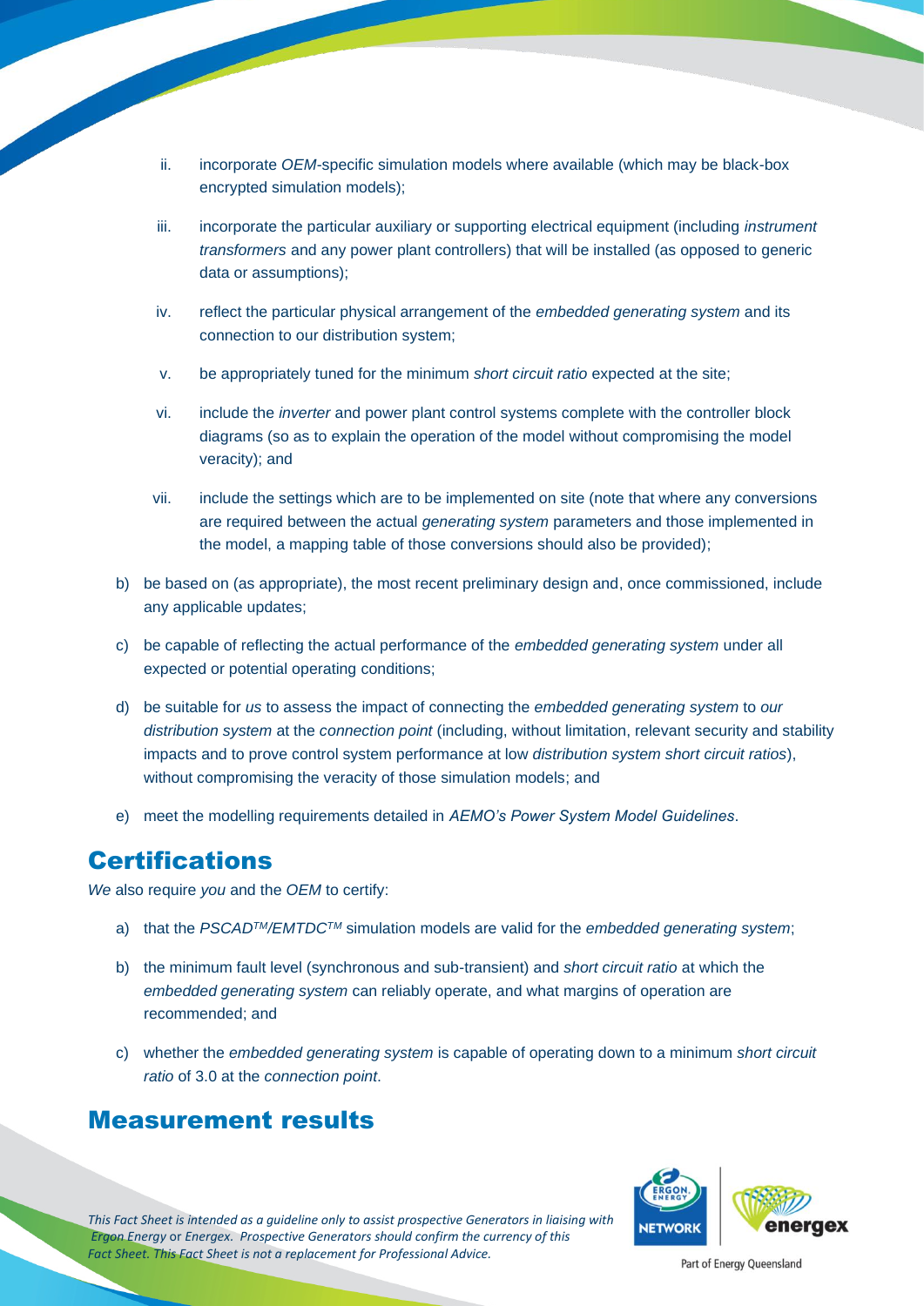ii. incorporate *OEM*-specific simulation models where available (which may be black-box encrypted simulation models);

  iii. incorporate the particular auxiliary or supporting electrical equipment (including *instrument transformers* and any power plant controllers) that will be installed (as opposed to generic data or assumptions);

  iv. reflect the particular physical arrangement of the *embedded generating system* and its connection to our distribution system;

  v. be appropriately tuned for the minimum *short circuit ratio* expected at the site;

  vi. include the *inverter* and power plant control systems complete with the controller block diagrams (so as to explain the operation of the model without compromising the model veracity); and

  vii. include the settings which are to be implemented on site (note that where any conversions are required between the actual *generating system* parameters and those implemented in the model, a mapping table of those conversions should also be provided);

b) be based on (as appropriate), the most recent preliminary design and, once commissioned, include any applicable updates;

c) be capable of reflecting the actual performance of the *embedded generating system* under all expected or potential operating conditions;

d) be suitable for *us* to assess the impact of connecting the *embedded generating system* to *our distribution system* at the *connection point* (including, without limitation, relevant security and stability impacts and to prove control system performance at low *distribution system short circuit ratios*), without compromising the veracity of those simulation models; and

e) meet the modelling requirements detailed in *AEMO's Power System Model Guidelines*.

## Certifications

*We* also require *you* and the *OEM* to certify:

a) that the *PSCAD™/EMTDC™* simulation models are valid for the *embedded generating system*;

b) the minimum fault level (synchronous and sub-transient) and *short circuit ratio* at which the *embedded generating system* can reliably operate, and what margins of operation are recommended; and

c) whether the *embedded generating system* is capable of operating down to a minimum *short circuit ratio* of 3.0 at the *connection point*.

## Measurement results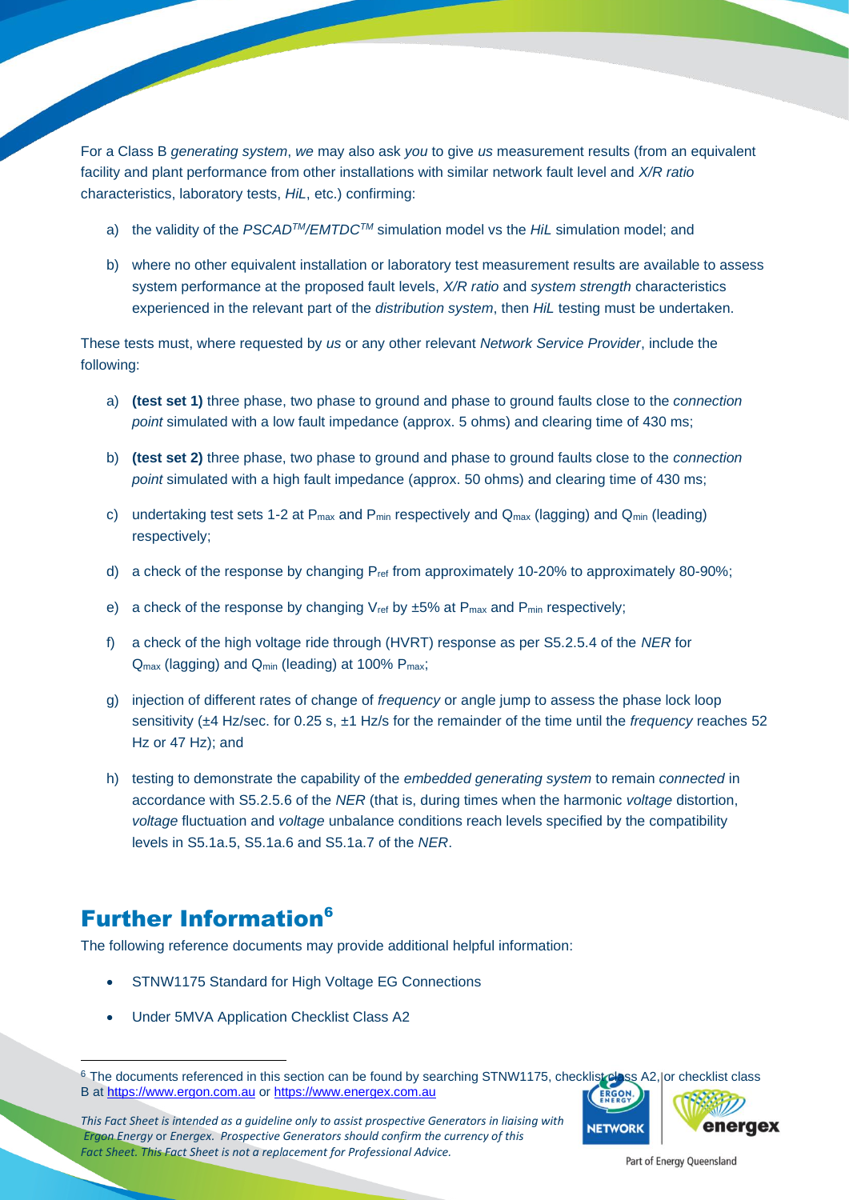For a Class B *generating system*, *we* may also ask *you* to give *us* measurement results (from an equivalent facility and plant performance from other installations with similar network fault level and *X/R ratio* characteristics, laboratory tests, *HiL*, etc.) confirming:

a) the validity of the *PSCAD™/EMTDC™* simulation model vs the *HiL* simulation model; and

b) where no other equivalent installation or laboratory test measurement results are available to assess system performance at the proposed fault levels, *X/R ratio* and *system strength* characteristics experienced in the relevant part of the *distribution system*, then *HiL* testing must be undertaken.

These tests must, where requested by *us* or any other relevant *Network Service Provider*, include the following:

a) **(test set 1)** three phase, two phase to ground and phase to ground faults close to the *connection point* simulated with a low fault impedance (approx. 5 ohms) and clearing time of 430 ms;

b) **(test set 2)** three phase, two phase to ground and phase to ground faults close to the *connection point* simulated with a high fault impedance (approx. 50 ohms) and clearing time of 430 ms;

c) undertaking test sets 1-2 at $P_{max}$ and $P_{min}$ respectively and $Q_{max}$ (lagging) and $Q_{min}$ (leading) respectively;

d) a check of the response by changing $P_{ref}$ from approximately 10-20% to approximately 80-90%;

e) a check of the response by changing $V_{ref}$ by ±5% at $P_{max}$ and $P_{min}$ respectively;

f) a check of the high voltage ride through (HVRT) response as per S5.2.5.4 of the *NER* for $Q_{max}$ (lagging) and $Q_{min}$ (leading) at 100% $P_{max}$;

g) injection of different rates of change of *frequency* or angle jump to assess the phase lock loop sensitivity (±4 Hz/sec. for 0.25 s, ±1 Hz/s for the remainder of the time until the *frequency* reaches 52 Hz or 47 Hz); and

h) testing to demonstrate the capability of the *embedded generating system* to remain *connected* in accordance with S5.2.5.6 of the *NER* (that is, during times when the harmonic *voltage* distortion, *voltage* fluctuation and *voltage* unbalance conditions reach levels specified by the compatibility levels in S5.1a.5, S5.1a.6 and S5.1a.7 of the *NER*.

## Further Information[6]

The following reference documents may provide additional helpful information:

- STNW1175 Standard for High Voltage EG Connections
- Under 5MVA Application Checklist Class A2

[6] The documents referenced in this section can be found by searching STNW1175, checklist class A2, or checklist class B at https://www.ergon.com.au or https://www.energex.com.au

*This Fact Sheet is intended as a guideline only to assist prospective Generators in liaising with Ergon Energy or Energex. Prospective Generators should confirm the currency of this Fact Sheet. This Fact Sheet is not a replacement for Professional Advice.*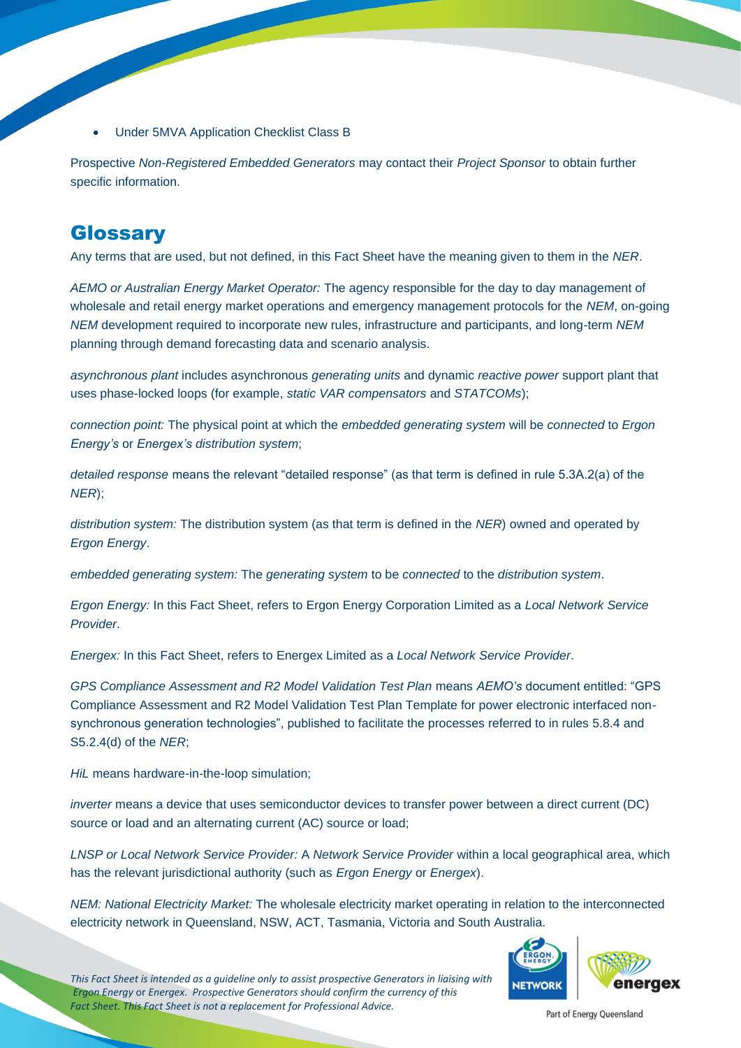- Under 5MVA Application Checklist Class B

Prospective *Non-Registered Embedded Generators* may contact their *Project Sponsor* to obtain further specific information.

## Glossary

Any terms that are used, but not defined, in this Fact Sheet have the meaning given to them in the *NER*.

*AEMO or Australian Energy Market Operator:* The agency responsible for the day to day management of wholesale and retail energy market operations and emergency management protocols for the *NEM*, on-going *NEM* development required to incorporate new rules, infrastructure and participants, and long-term *NEM* planning through demand forecasting data and scenario analysis.

*asynchronous plant* includes asynchronous *generating units* and dynamic *reactive power* support plant that uses phase-locked loops (for example, *static VAR compensators* and *STATCOMs*);

*connection point:* The physical point at which the *embedded generating system* will be *connected* to *Ergon Energy's* or *Energex's distribution system*;

*detailed response* means the relevant "detailed response" (as that term is defined in rule 5.3A.2(a) of the *NER*);

*distribution system:* The distribution system (as that term is defined in the *NER*) owned and operated by *Ergon Energy*.

*embedded generating system:* The *generating system* to be *connected* to the *distribution system*.

*Ergon Energy:* In this Fact Sheet, refers to Ergon Energy Corporation Limited as a *Local Network Service Provider*.

*Energex:* In this Fact Sheet, refers to Energex Limited as a *Local Network Service Provider*.

*GPS Compliance Assessment and R2 Model Validation Test Plan* means *AEMO's* document entitled: "GPS Compliance Assessment and R2 Model Validation Test Plan Template for power electronic interfaced non-synchronous generation technologies", published to facilitate the processes referred to in rules 5.8.4 and S5.2.4(d) of the *NER*;

*HiL* means hardware-in-the-loop simulation;

*inverter* means a device that uses semiconductor devices to transfer power between a direct current (DC) source or load and an alternating current (AC) source or load;

*LNSP or Local Network Service Provider:* A *Network Service Provider* within a local geographical area, which has the relevant jurisdictional authority (such as *Ergon Energy* or *Energex*).

*NEM: National Electricity Market:* The wholesale electricity market operating in relation to the interconnected electricity network in Queensland, NSW, ACT, Tasmania, Victoria and South Australia.

*This Fact Sheet is intended as a guideline only to assist prospective Generators in liaising with Ergon Energy or Energex. Prospective Generators should confirm the currency of this Fact Sheet. This Fact Sheet is not a replacement for Professional Advice.*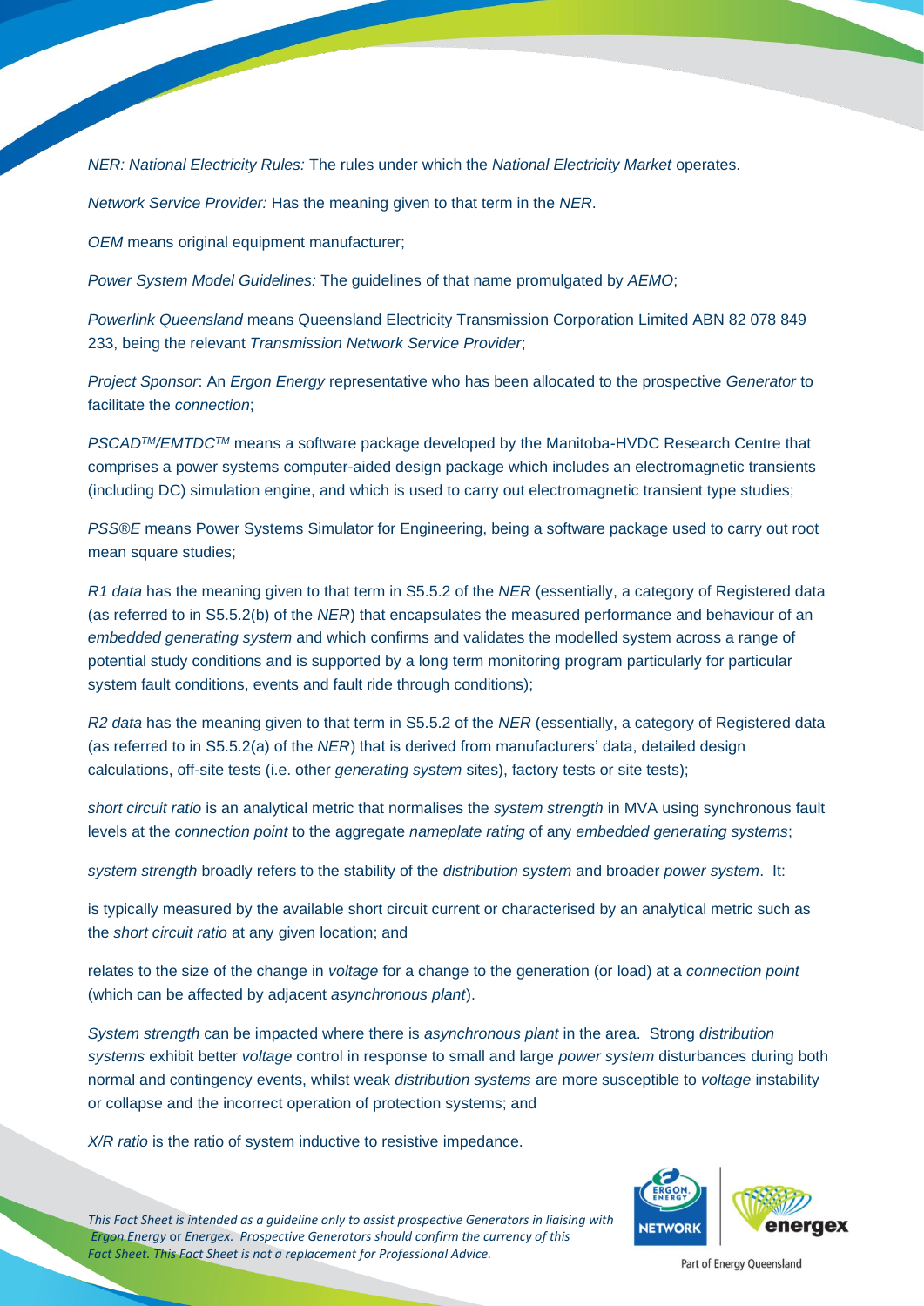*NER: National Electricity Rules:* The rules under which the *National Electricity Market* operates.

*Network Service Provider:* Has the meaning given to that term in the *NER*.

*OEM* means original equipment manufacturer;

*Power System Model Guidelines:* The guidelines of that name promulgated by *AEMO*;

*Powerlink Queensland* means Queensland Electricity Transmission Corporation Limited ABN 82 078 849 233, being the relevant *Transmission Network Service Provider*;

*Project Sponsor*: An *Ergon Energy* representative who has been allocated to the prospective *Generator* to facilitate the *connection*;

*PSCAD™/EMTDC™* means a software package developed by the Manitoba-HVDC Research Centre that comprises a power systems computer-aided design package which includes an electromagnetic transients (including DC) simulation engine, and which is used to carry out electromagnetic transient type studies;

*PSS®E* means Power Systems Simulator for Engineering, being a software package used to carry out root mean square studies;

*R1 data* has the meaning given to that term in S5.5.2 of the *NER* (essentially, a category of Registered data (as referred to in S5.5.2(b) of the *NER*) that encapsulates the measured performance and behaviour of an *embedded generating system* and which confirms and validates the modelled system across a range of potential study conditions and is supported by a long term monitoring program particularly for particular system fault conditions, events and fault ride through conditions);

*R2 data* has the meaning given to that term in S5.5.2 of the *NER* (essentially, a category of Registered data (as referred to in S5.5.2(a) of the *NER*) that is derived from manufacturers' data, detailed design calculations, off-site tests (i.e. other *generating system* sites), factory tests or site tests);

*short circuit ratio* is an analytical metric that normalises the *system strength* in MVA using synchronous fault levels at the *connection point* to the aggregate *nameplate rating* of any *embedded generating systems*;

*system strength* broadly refers to the stability of the *distribution system* and broader *power system*. It:

is typically measured by the available short circuit current or characterised by an analytical metric such as the *short circuit ratio* at any given location; and

relates to the size of the change in *voltage* for a change to the generation (or load) at a *connection point* (which can be affected by adjacent *asynchronous plant*).

*System strength* can be impacted where there is *asynchronous plant* in the area. Strong *distribution systems* exhibit better *voltage* control in response to small and large *power system* disturbances during both normal and contingency events, whilst weak *distribution systems* are more susceptible to *voltage* instability or collapse and the incorrect operation of protection systems; and

*X/R ratio* is the ratio of system inductive to resistive impedance.

*This Fact Sheet is intended as a guideline only to assist prospective Generators in liaising with Ergon Energy or Energex. Prospective Generators should confirm the currency of this Fact Sheet. This Fact Sheet is not a replacement for Professional Advice.*